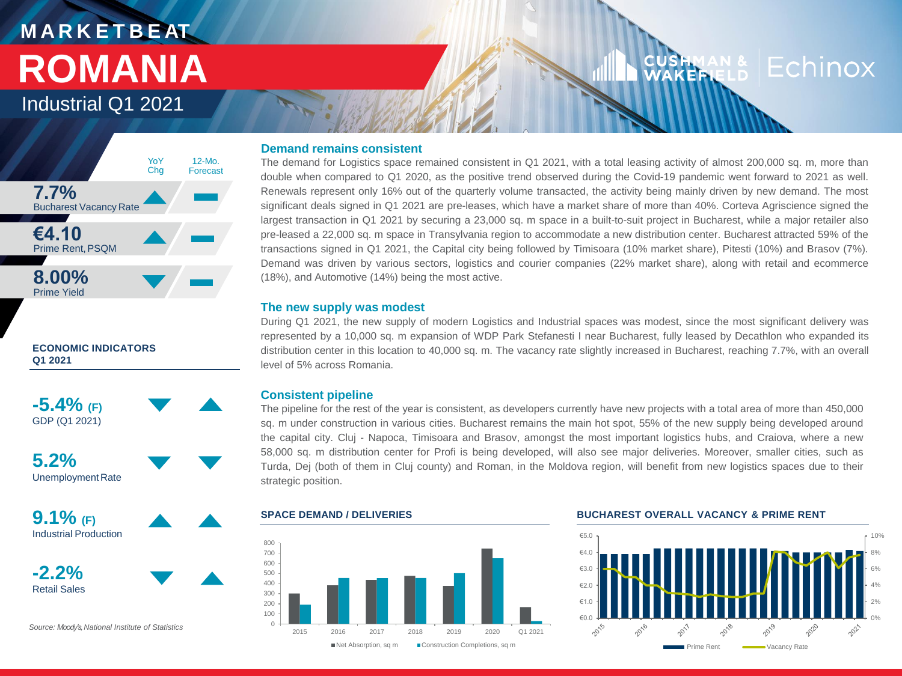# MARKETBEAT

# ROMANIA

## Industrial Q1 2021

CUSHMAN & WAKEFIELD | Echinox

| | YoY Chg | 12-Mo. Forecast |
|---|---|---|
| **7.7%** Bucharest Vacancy Rate | ▲ | ▬ |
| **€4.10** Prime Rent, PSQM | ▲ | ▬ |
| **8.00%** Prime Yield | ▼ | ▬ |

**ECONOMIC INDICATORS Q1 2021**

| | | |
|---|---|---|
| **-5.4% (F)** GDP (Q1 2021) | ▼ | ▲ |
| **5.2%** Unemployment Rate | ▼ | ▼ |
| **9.1% (F)** Industrial Production | ▲ | ▲ |
| **-2.2%** Retail Sales | ▼ | ▲ |

*Source: Moody's, National Institute of Statistics*

### Demand remains consistent

The demand for Logistics space remained consistent in Q1 2021, with a total leasing activity of almost 200,000 sq. m, more than double when compared to Q1 2020, as the positive trend observed during the Covid-19 pandemic went forward to 2021 as well. Renewals represent only 16% out of the quarterly volume transacted, the activity being mainly driven by new demand. The most significant deals signed in Q1 2021 are pre-leases, which have a market share of more than 40%. Corteva Agriscience signed the largest transaction in Q1 2021 by securing a 23,000 sq. m space in a built-to-suit project in Bucharest, while a major retailer also pre-leased a 22,000 sq. m space in Transylvania region to accommodate a new distribution center. Bucharest attracted 59% of the transactions signed in Q1 2021, the Capital city being followed by Timisoara (10% market share), Pitesti (10%) and Brasov (7%). Demand was driven by various sectors, logistics and courier companies (22% market share), along with retail and ecommerce (18%), and Automotive (14%) being the most active.

### The new supply was modest

During Q1 2021, the new supply of modern Logistics and Industrial spaces was modest, since the most significant delivery was represented by a 10,000 sq. m expansion of WDP Park Stefanesti I near Bucharest, fully leased by Decathlon who expanded its distribution center in this location to 40,000 sq. m. The vacancy rate slightly increased in Bucharest, reaching 7.7%, with an overall level of 5% across Romania.

### Consistent pipeline

The pipeline for the rest of the year is consistent, as developers currently have new projects with a total area of more than 450,000 sq. m under construction in various cities. Bucharest remains the main hot spot, 55% of the new supply being developed around the capital city. Cluj - Napoca, Timisoara and Brasov, amongst the most important logistics hubs, and Craiova, where a new 58,000 sq. m distribution center for Profi is being developed, will also see major deliveries. Moreover, smaller cities, such as Turda, Dej (both of them in Cluj county) and Roman, in the Moldova region, will benefit from new logistics spaces due to their strategic position.

**SPACE DEMAND / DELIVERIES**

(Net Absorption, sq m; Construction Completions, sq m — 2015, 2016, 2017, 2018, 2019, 2020, Q1 2021)

**BUCHAREST OVERALL VACANCY & PRIME RENT**

(Prime Rent; Vacancy Rate — 2015–2021)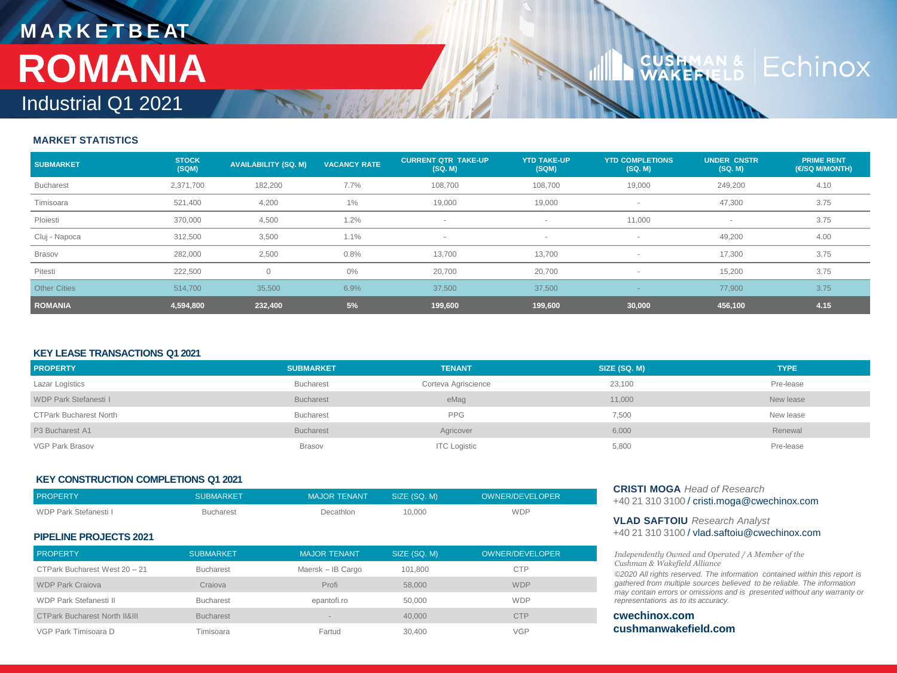# MARKETBEAT

# ROMANIA

## Industrial Q1 2021

CUSHMAN & WAKEFIELD | Echinox

### MARKET STATISTICS

| SUBMARKET | STOCK (SQM) | AVAILABILITY (SQ. M) | VACANCY RATE | CURRENT QTR TAKE-UP (SQ. M) | YTD TAKE-UP (SQM) | YTD COMPLETIONS (SQ. M) | UNDER CNSTR (SQ. M) | PRIME RENT (€/SQ M/MONTH) |
|---|---|---|---|---|---|---|---|---|
| Bucharest | 2,371,700 | 182,200 | 7.7% | 108,700 | 108,700 | 19,000 | 249,200 | 4.10 |
| Timisoara | 521,400 | 4,200 | 1% | 19,000 | 19,000 | - | 47,300 | 3.75 |
| Ploiesti | 370,000 | 4,500 | 1.2% | - | - | 11,000 | - | 3.75 |
| Cluj - Napoca | 312,500 | 3,500 | 1.1% | - | - | - | 49,200 | 4.00 |
| Brasov | 282,000 | 2,500 | 0.8% | 13,700 | 13,700 | - | 17,300 | 3.75 |
| Pitesti | 222,500 | 0 | 0% | 20,700 | 20,700 | - | 15,200 | 3.75 |
| Other Cities | 514,700 | 35,500 | 6.9% | 37,500 | 37,500 | - | 77,900 | 3.75 |
| **ROMANIA** | **4,594,800** | **232,400** | **5%** | **199,600** | **199,600** | **30,000** | **456,100** | **4.15** |

### KEY LEASE TRANSACTIONS Q1 2021

| PROPERTY | SUBMARKET | TENANT | SIZE (SQ. M) | TYPE |
|---|---|---|---|---|
| Lazar Logistics | Bucharest | Corteva Agriscience | 23,100 | Pre-lease |
| WDP Park Stefanesti I | Bucharest | eMag | 11,000 | New lease |
| CTPark Bucharest North | Bucharest | PPG | 7,500 | New lease |
| P3 Bucharest A1 | Bucharest | Agricover | 6,000 | Renewal |
| VGP Park Brasov | Brasov | ITC Logistic | 5,800 | Pre-lease |

### KEY CONSTRUCTION COMPLETIONS Q1 2021

| PROPERTY | SUBMARKET | MAJOR TENANT | SIZE (SQ. M) | OWNER/DEVELOPER |
|---|---|---|---|---|
| WDP Park Stefanesti I | Bucharest | Decathlon | 10,000 | WDP |

### PIPELINE PROJECTS 2021

| PROPERTY | SUBMARKET | MAJOR TENANT | SIZE (SQ. M) | OWNER/DEVELOPER |
|---|---|---|---|---|
| CTPark Bucharest West 20 – 21 | Bucharest | Maersk – IB Cargo | 101,800 | CTP |
| WDP Park Craiova | Craiova | Profi | 58,000 | WDP |
| WDP Park Stefanesti II | Bucharest | epantofi.ro | 50,000 | WDP |
| CTPark Bucharest North II&III | Bucharest | - | 40,000 | CTP |
| VGP Park Timisoara D | Timisoara | Fartud | 30,400 | VGP |

**CRISTI MOGA** *Head of Research*
+40 21 310 3100 / cristi.moga@cwechinox.com

**VLAD SAFTOIU** *Research Analyst*
+40 21 310 3100 / vlad.saftoiu@cwechinox.com

*Independently Owned and Operated / A Member of the Cushman & Wakefield Alliance*

*©2020 All rights reserved. The information contained within this report is gathered from multiple sources believed to be reliable. The information may contain errors or omissions and is presented without any warranty or representations as to its accuracy.*

**cwechinox.com**
**cushmanwakefield.com**